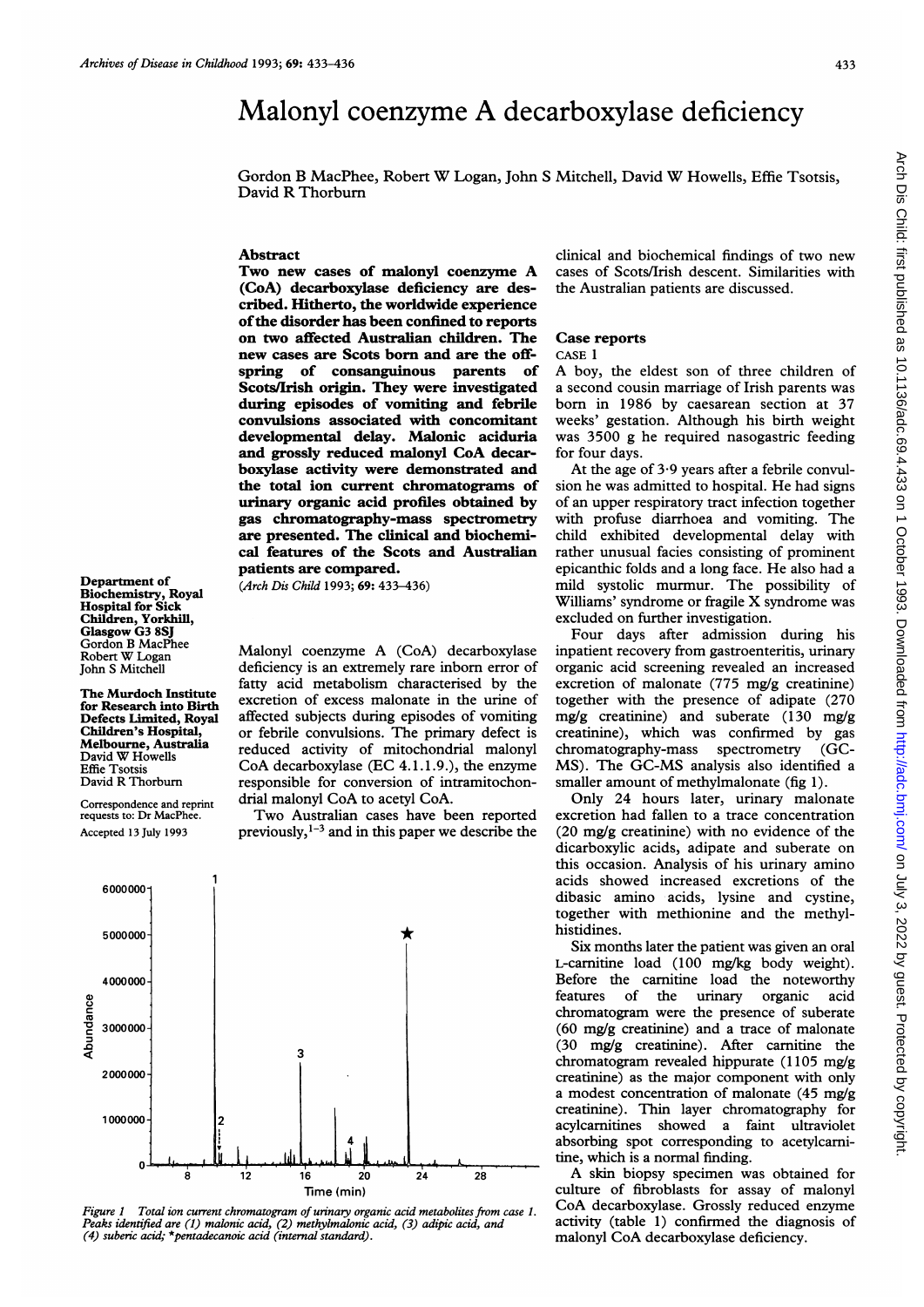# Malonyl coenzyme A decarboxylase deficiency

Gordon B MacPhee, Robert W Logan, John S Mitchell, David W Howells, Effie Tsotsis, David R Thorburn

## Abstract

**Two new cases of malonyl coenzyme A (CoA) decarboxylase deficiency are described. Hitherto, the worldwide experience of the disorder has been confined to reports on two affected Australian children. The new cases are Scots born and are the offspring of consanguinous parents of Scots/Irish origin. They were investigated during episodes of vomiting and febrile convulsions associated with concomitant developmental delay. Malonic aciduria and grossly reduced malonyl CoA decarboxylase activity were demonstrated and the total ion current chromatograms of urinary organic acid profiles obtained by gas chromatography-mass spectrometry are presented. The clinical and biochemical features of the Scots and Australian patients are compared.**

(*Arch Dis Child* 1993; **69**: 433–436)

**Department of Biochemistry, Royal Hospital for Sick Children, Yorkhill, Glasgow G3 8SJ**
Gordon B MacPhee
Robert W Logan
John S Mitchell

**The Murdoch Institute for Research into Birth Defects Limited, Royal Children's Hospital, Melbourne, Australia**
David W Howells
Effie Tsotsis
David R Thorburn

Correspondence and reprint requests to: Dr MacPhee.

Accepted 13 July 1993

Malonyl coenzyme A (CoA) decarboxylase deficiency is an extremely rare inborn error of fatty acid metabolism characterised by the excretion of excess malonate in the urine of affected subjects during episodes of vomiting or febrile convulsions. The primary defect is reduced activity of mitochondrial malonyl CoA decarboxylase (EC 4.1.1.9.), the enzyme responsible for conversion of intramitochondrial malonyl CoA to acetyl CoA.

Two Australian cases have been reported previously,[1–3] and in this paper we describe the clinical and biochemical findings of two new cases of Scots/Irish descent. Similarities with the Australian patients are discussed.

*Figure 1 Total ion current chromatogram of urinary organic acid metabolites from case 1. Peaks identified are (1) malonic acid, (2) methylmalonic acid, (3) adipic acid, and (4) suberic acid; \*pentadecanoic acid (internal standard).*

## Case reports

### CASE 1

A boy, the eldest son of three children of a second cousin marriage of Irish parents was born in 1986 by caesarean section at 37 weeks' gestation. Although his birth weight was 3500 g he required nasogastric feeding for four days.

At the age of 3·9 years after a febrile convulsion he was admitted to hospital. He had signs of an upper respiratory tract infection together with profuse diarrhoea and vomiting. The child exhibited developmental delay with rather unusual facies consisting of prominent epicanthic folds and a long face. He also had a mild systolic murmur. The possibility of Williams' syndrome or fragile X syndrome was excluded on further investigation.

Four days after admission during his inpatient recovery from gastroenteritis, urinary organic acid screening revealed an increased excretion of malonate (775 mg/g creatinine) together with the presence of adipate (270 mg/g creatinine) and suberate (130 mg/g creatinine), which was confirmed by gas chromatography-mass spectrometry (GC-MS). The GC-MS analysis also identified a smaller amount of methylmalonate (fig 1).

Only 24 hours later, urinary malonate excretion had fallen to a trace concentration (20 mg/g creatinine) with no evidence of the dicarboxylic acids, adipate and suberate on this occasion. Analysis of his urinary amino acids showed increased excretions of the dibasic amino acids, lysine and cystine, together with methionine and the methylhistidines.

Six months later the patient was given an oral L-carnitine load (100 mg/kg body weight). Before the carnitine load the noteworthy features of the urinary organic acid chromatogram were the presence of suberate (60 mg/g creatinine) and a trace of malonate (30 mg/g creatinine). After carnitine the chromatogram revealed hippurate (1105 mg/g creatinine) as the major component with only a modest concentration of malonate (45 mg/g creatinine). Thin layer chromatography for acylcarnitines showed a faint ultraviolet absorbing spot corresponding to acetylcarnitine, which is a normal finding.

A skin biopsy specimen was obtained for culture of fibroblasts for assay of malonyl CoA decarboxylase. Grossly reduced enzyme activity (table 1) confirmed the diagnosis of malonyl CoA decarboxylase deficiency.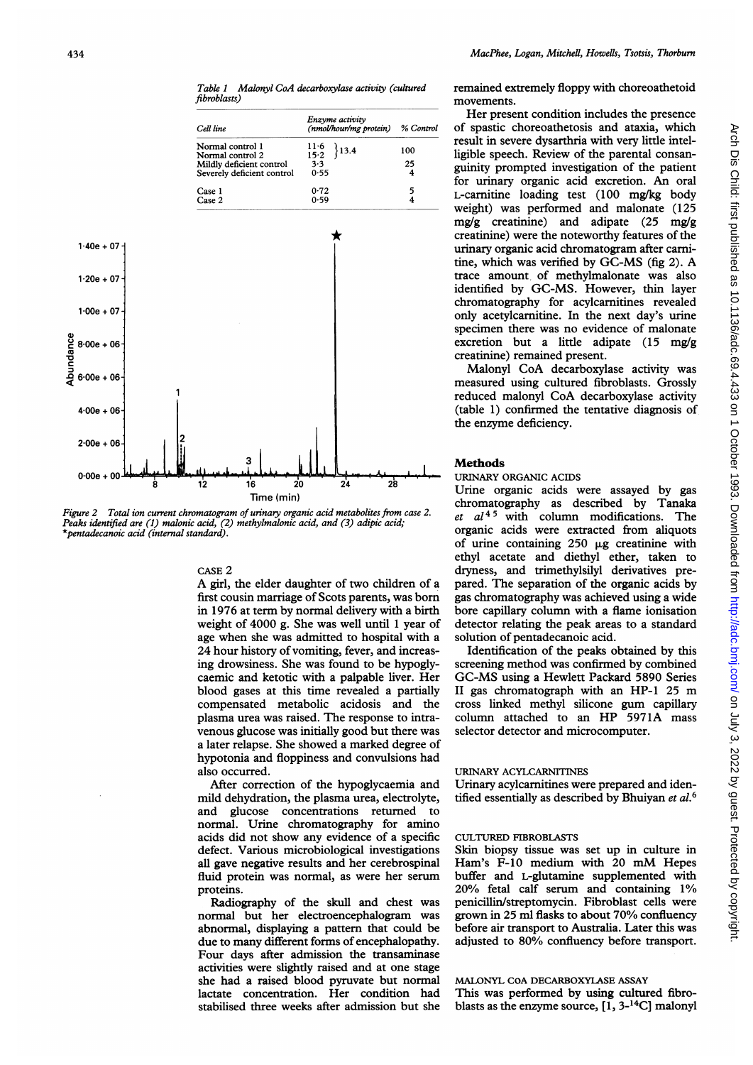*Table 1 Malonyl CoA decarboxylase activity (cultured fibroblasts)*

| Cell line | Enzyme activity (nmol/hour/mg protein) | | % Control |
|---|---|---|---|
| Normal control 1 | 11·6 | 13.4 | 100 |
| Normal control 2 | 15·2 | | |
| Mildly deficient control | 3·3 | | 25 |
| Severely deficient control | 0·55 | | 4 |
| Case 1 | 0·72 | | 5 |
| Case 2 | 0·59 | | 4 |

*Figure 2 Total ion current chromatogram of urinary organic acid metabolites from case 2. Peaks identified are (1) malonic acid, (2) methylmalonic acid, and (3) adipic acid; \*pentadecanoic acid (internal standard).*

CASE 2

A girl, the elder daughter of two children of a first cousin marriage of Scots parents, was born in 1976 at term by normal delivery with a birth weight of 4000 g. She was well until 1 year of age when she was admitted to hospital with a 24 hour history of vomiting, fever, and increasing drowsiness. She was found to be hypoglycaemic and ketotic with a palpable liver. Her blood gases at this time revealed a partially compensated metabolic acidosis and the plasma urea was raised. The response to intravenous glucose was initially good but there was a later relapse. She showed a marked degree of hypotonia and floppiness and convulsions had also occurred.

After correction of the hypoglycaemia and mild dehydration, the plasma urea, electrolyte, and glucose concentrations returned to normal. Urine chromatography for amino acids did not show any evidence of a specific defect. Various microbiological investigations all gave negative results and her cerebrospinal fluid protein was normal, as were her serum proteins.

Radiography of the skull and chest was normal but her electroencephalogram was abnormal, displaying a pattern that could be due to many different forms of encephalopathy. Four days after admission the transaminase activities were slightly raised and at one stage she had a raised blood pyruvate but normal lactate concentration. Her condition had stabilised three weeks after admission but she remained extremely floppy with choreoathetoid movements.

Her present condition includes the presence of spastic choreoathetosis and ataxia, which result in severe dysarthria with very little intelligible speech. Review of the parental consanguinity prompted investigation of the patient for urinary organic acid excretion. An oral L-carnitine loading test (100 mg/kg body weight) was performed and malonate (125 mg/g creatinine) and adipate (25 mg/g creatinine) were the noteworthy features of the urinary organic acid chromatogram after carnitine, which was verified by GC-MS (fig 2). A trace amount of methylmalonate was also identified by GC-MS. However, thin layer chromatography for acylcarnitines revealed only acetylcarnitine. In the next day's urine specimen there was no evidence of malonate excretion but a little adipate (15 mg/g creatinine) remained present.

Malonyl CoA decarboxylase activity was measured using cultured fibroblasts. Grossly reduced malonyl CoA decarboxylase activity (table 1) confirmed the tentative diagnosis of the enzyme deficiency.

## Methods

URINARY ORGANIC ACIDS

Urine organic acids were assayed by gas chromatography as described by Tanaka *et al*[4,5] with column modifications. The organic acids were extracted from aliquots of urine containing 250 μg creatinine with ethyl acetate and diethyl ether, taken to dryness, and trimethylsilyl derivatives prepared. The separation of the organic acids by gas chromatography was achieved using a wide bore capillary column with a flame ionisation detector relating the peak areas to a standard solution of pentadecanoic acid.

Identification of the peaks obtained by this screening method was confirmed by combined GC-MS using a Hewlett Packard 5890 Series II gas chromatograph with an HP-1 25 m cross linked methyl silicone gum capillary column attached to an HP 5971A mass selector detector and microcomputer.

URINARY ACYLCARNITINES

Urinary acylcarnitines were prepared and identified essentially as described by Bhuiyan *et al*.[6]

CULTURED FIBROBLASTS

Skin biopsy tissue was set up in culture in Ham's F-10 medium with 20 mM Hepes buffer and L-glutamine supplemented with 20% fetal calf serum and containing 1% penicillin/streptomycin. Fibroblast cells were grown in 25 ml flasks to about 70% confluency before air transport to Australia. Later this was adjusted to 80% confluency before transport.

MALONYL COA DECARBOXYLASE ASSAY

This was performed by using cultured fibroblasts as the enzyme source, [1, 3-$^{14}$C] malonyl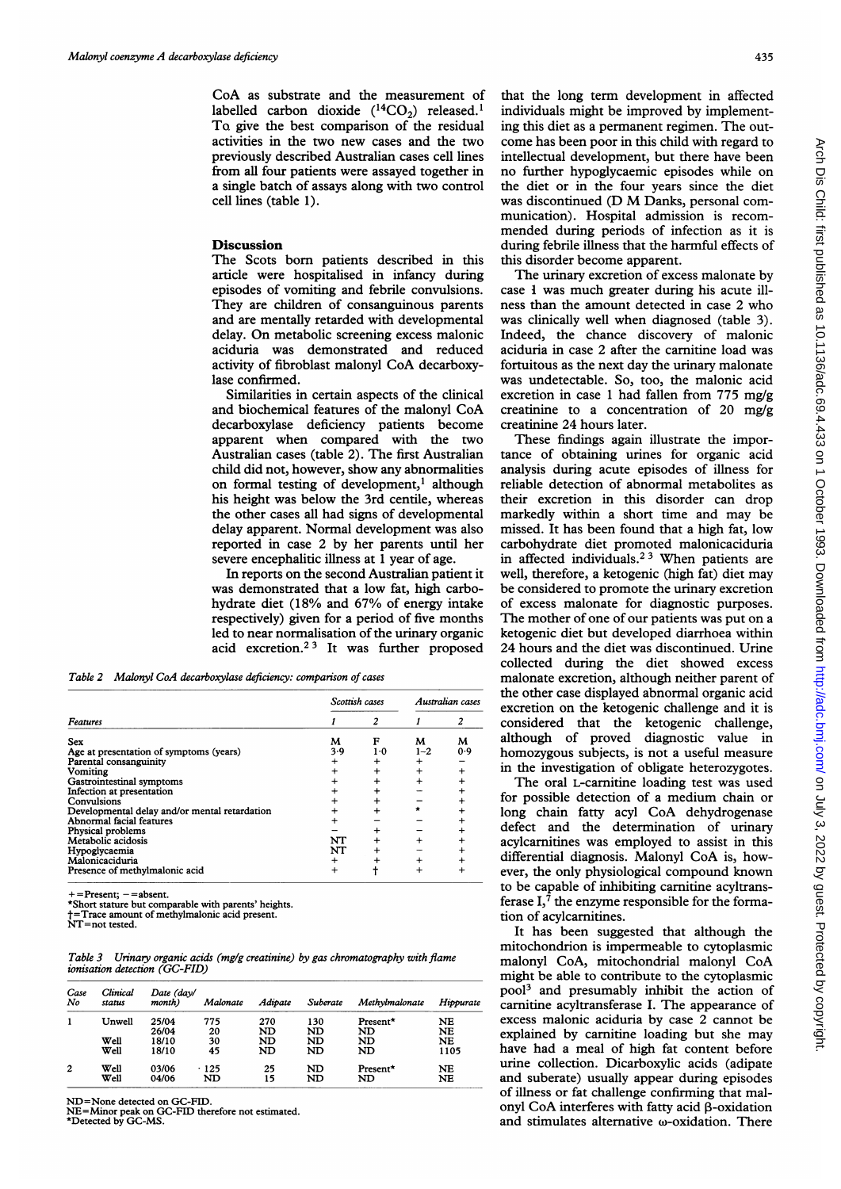CoA as substrate and the measurement of labelled carbon dioxide ($^{14}CO_2$) released.[1] To give the best comparison of the residual activities in the two new cases and the two previously described Australian cases cell lines from all four patients were assayed together in a single batch of assays along with two control cell lines (table 1).

## Discussion

The Scots born patients described in this article were hospitalised in infancy during episodes of vomiting and febrile convulsions. They are children of consanguinous parents and are mentally retarded with developmental delay. On metabolic screening excess malonic aciduria was demonstrated and reduced activity of fibroblast malonyl CoA decarboxylase confirmed.

Similarities in certain aspects of the clinical and biochemical features of the malonyl CoA decarboxylase deficiency patients become apparent when compared with the two Australian cases (table 2). The first Australian child did not, however, show any abnormalities on formal testing of development,[1] although his height was below the 3rd centile, whereas the other cases all had signs of developmental delay apparent. Normal development was also reported in case 2 by her parents until her severe encephalitic illness at 1 year of age.

In reports on the second Australian patient it was demonstrated that a low fat, high carbohydrate diet (18% and 67% of energy intake respectively) given for a period of five months led to near normalisation of the urinary organic acid excretion.[2 3] It was further proposed that the long term development in affected individuals might be improved by implementing this diet as a permanent regimen. The outcome has been poor in this child with regard to intellectual development, but there have been no further hypoglycaemic episodes while on the diet or in the four years since the diet was discontinued (D M Danks, personal communication). Hospital admission is recommended during periods of infection as it is during febrile illness that the harmful effects of this disorder become apparent.

*Table 2 Malonyl CoA decarboxylase deficiency: comparison of cases*

| Features | Scottish cases 1 | Scottish cases 2 | Australian cases 1 | Australian cases 2 |
|---|---|---|---|---|
| Sex | M | F | M | M |
| Age at presentation of symptoms (years) | 3·9 | 1·0 | 1–2 | 0·9 |
| Parental consanguinity | + | + | + | – |
| Vomiting | + | + | + | + |
| Gastrointestinal symptoms | + | + | + | + |
| Infection at presentation | + | + | – | + |
| Convulsions | + | + | – | + |
| Developmental delay and/or mental retardation | + | + | * | + |
| Abnormal facial features | + | – | – | + |
| Physical problems | – | + | – | + |
| Metabolic acidosis | NT | + | + | + |
| Hypoglycaemia | NT | + | – | + |
| Malonicaciduria | + | + | + | + |
| Presence of methylmalonic acid | + | † | + | + |

+=Present; –=absent.
*Short stature but comparable with parents' heights.
†=Trace amount of methylmalonic acid present.
NT=not tested.

*Table 3 Urinary organic acids (mg/g creatinine) by gas chromatography with flame ionisation detection (GC-FID)*

| Case No | Clinical status | Date (day/month) | Malonate | Adipate | Suberate | Methylmalonate | Hippurate |
|---|---|---|---|---|---|---|---|
| 1 | Unwell | 25/04 | 775 | 270 | 130 | Present* | NE |
| | | 26/04 | 20 | ND | ND | ND | NE |
| | Well | 18/10 | 30 | ND | ND | ND | NE |
| | Well | 18/10 | 45 | ND | ND | ND | 1105 |
| 2 | Well | 03/06 | 125 | 25 | ND | Present* | NE |
| | Well | 04/06 | ND | 15 | ND | ND | NE |

ND=None detected on GC-FID.
NE=Minor peak on GC-FID therefore not estimated.
*Detected by GC-MS.

The urinary excretion of excess malonate by case 1 was much greater during his acute illness than the amount detected in case 2 who was clinically well when diagnosed (table 3). Indeed, the chance discovery of malonic aciduria in case 2 after the carnitine load was fortuitous as the next day the urinary malonate was undetectable. So, too, the malonic acid excretion in case 1 had fallen from 775 mg/g creatinine to a concentration of 20 mg/g creatinine 24 hours later.

These findings again illustrate the importance of obtaining urines for organic acid analysis during acute episodes of illness for reliable detection of abnormal metabolites as their excretion in this disorder can drop markedly within a short time and may be missed. It has been found that a high fat, low carbohydrate diet promoted malonicaciduria in affected individuals.[2 3] When patients are well, therefore, a ketogenic (high fat) diet may be considered to promote the urinary excretion of excess malonate for diagnostic purposes. The mother of one of our patients was put on a ketogenic diet but developed diarrhoea within 24 hours and the diet was discontinued. Urine collected during the diet showed excess malonate excretion, although neither parent of the other case displayed abnormal organic acid excretion on the ketogenic challenge and it is considered that the ketogenic challenge, although of proved diagnostic value in homozygous subjects, is not a useful measure in the investigation of obligate heterozygotes.

The oral L-carnitine loading test was used for possible detection of a medium chain or long chain fatty acyl CoA dehydrogenase defect and the determination of urinary acylcarnitines was employed to assist in this differential diagnosis. Malonyl CoA is, however, the only physiological compound known to be capable of inhibiting carnitine acyltransferase I,[7] the enzyme responsible for the formation of acylcarnitines.

It has been suggested that although the mitochondrion is impermeable to cytoplasmic malonyl CoA, mitochondrial malonyl CoA might be able to contribute to the cytoplasmic pool[3] and presumably inhibit the action of carnitine acyltransferase I. The appearance of excess malonic aciduria by case 2 cannot be explained by carnitine loading but she may have had a meal of high fat content before urine collection. Dicarboxylic acids (adipate and suberate) usually appear during episodes of illness or fat challenge confirming that malonyl CoA interferes with fatty acid β-oxidation and stimulates alternative ω-oxidation. There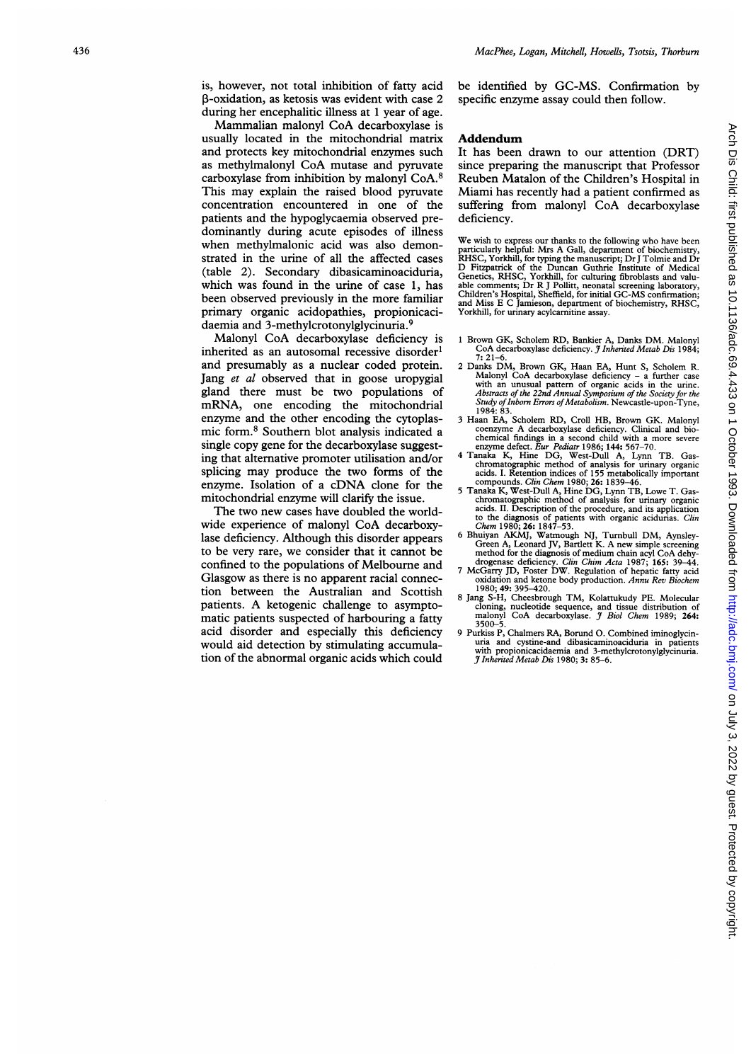is, however, not total inhibition of fatty acid β-oxidation, as ketosis was evident with case 2 during her encephalitic illness at 1 year of age.

Mammalian malonyl CoA decarboxylase is usually located in the mitochondrial matrix and protects key mitochondrial enzymes such as methylmalonyl CoA mutase and pyruvate carboxylase from inhibition by malonyl CoA.[8] This may explain the raised blood pyruvate concentration encountered in one of the patients and the hypoglycaemia observed predominantly during acute episodes of illness when methylmalonic acid was also demonstrated in the urine of all the affected cases (table 2). Secondary dibasicaminoaciduria, which was found in the urine of case 1, has been observed previously in the more familiar primary organic acidopathies, propionicacidaemia and 3-methylcrotonylglycinuria.[9]

Malonyl CoA decarboxylase deficiency is inherited as an autosomal recessive disorder[1] and presumably as a nuclear coded protein. Jang *et al* observed that in goose uropygial gland there must be two populations of mRNA, one encoding the mitochondrial enzyme and the other encoding the cytoplasmic form.[8] Southern blot analysis indicated a single copy gene for the decarboxylase suggesting that alternative promoter utilisation and/or splicing may produce the two forms of the enzyme. Isolation of a cDNA clone for the mitochondrial enzyme will clarify the issue.

The two new cases have doubled the worldwide experience of malonyl CoA decarboxylase deficiency. Although this disorder appears to be very rare, we consider that it cannot be confined to the populations of Melbourne and Glasgow as there is no apparent racial connection between the Australian and Scottish patients. A ketogenic challenge to asymptomatic patients suspected of harbouring a fatty acid disorder and especially this deficiency would aid detection by stimulating accumulation of the abnormal organic acids which could be identified by GC-MS. Confirmation by specific enzyme assay could then follow.

## Addendum

It has been drawn to our attention (DRT) since preparing the manuscript that Professor Reuben Matalon of the Children's Hospital in Miami has recently had a patient confirmed as suffering from malonyl CoA decarboxylase deficiency.

We wish to express our thanks to the following who have been particularly helpful: Mrs A Gall, department of biochemistry, RHSC, Yorkhill, for typing the manuscript; Dr J Tolmie and Dr D Fitzpatrick of the Duncan Guthrie Institute of Medical Genetics, RHSC, Yorkhill, for culturing fibroblasts and valuable comments; Dr R J Pollitt, neonatal screening laboratory, Children's Hospital, Sheffield, for initial GC-MS confirmation; and Miss E C Jamieson, department of biochemistry, RHSC, Yorkhill, for urinary acylcarnitine assay.

1 Brown GK, Scholem RD, Bankier A, Danks DM. Malonyl CoA decarboxylase deficiency. *J Inherited Metab Dis* 1984; **7:** 21–6.
2 Danks DM, Brown GK, Haan EA, Hunt S, Scholem R. Malonyl CoA decarboxylase deficiency – a further case with an unusual pattern of organic acids in the urine. *Abstracts of the 22nd Annual Symposium of the Society for the Study of Inborn Errors of Metabolism*. Newcastle-upon-Tyne, 1984: 83.
3 Haan EA, Scholem RD, Croll HB, Brown GK. Malonyl coenzyme A decarboxylase deficiency. Clinical and biochemical findings in a second child with a more severe enzyme defect. *Eur J Pediatr* 1986; **144:** 567–70.
4 Tanaka K, Hine DG, West-Dull A, Lynn TB. Gas-chromatographic method of analysis for urinary organic acids. I. Retention indices of 155 metabolically important compounds. *Clin Chem* 1980; **26:** 1839–46.
5 Tanaka K, West-Dull A, Hine DG, Lynn TB, Lowe T. Gas-chromatographic method of analysis for urinary organic acids. II. Description of the procedure, and its application to the diagnosis of patients with organic acidurias. *Clin Chem* 1980; **26:** 1847–53.
6 Bhuiyan AKMJ, Watmough NJ, Turnbull DM, Aynsley-Green A, Leonard JV, Bartlett K. A new simple screening method for the diagnosis of medium chain acyl CoA dehydrogenase deficiency. *Clin Chim Acta* 1987; **165:** 39–44.
7 McGarry JD, Foster DW. Regulation of hepatic fatty acid oxidation and ketone body production. *Annu Rev Biochem* 1980; **49:** 395–420.
8 Jang S-H, Cheesbrough TM, Kolattukudy PE. Molecular cloning, nucleotide sequence, and tissue distribution of malonyl CoA decarboxylase. *J Biol Chem* 1989; **264:** 3500–5.
9 Purkiss P, Chalmers RA, Borund O. Combined iminoglycinuria and cystine-and dibasicaminoaciduria in patients with propionicacidaemia and 3-methylcrotonylglycinuria. *J Inherited Metab Dis* 1980; **3:** 85–6.